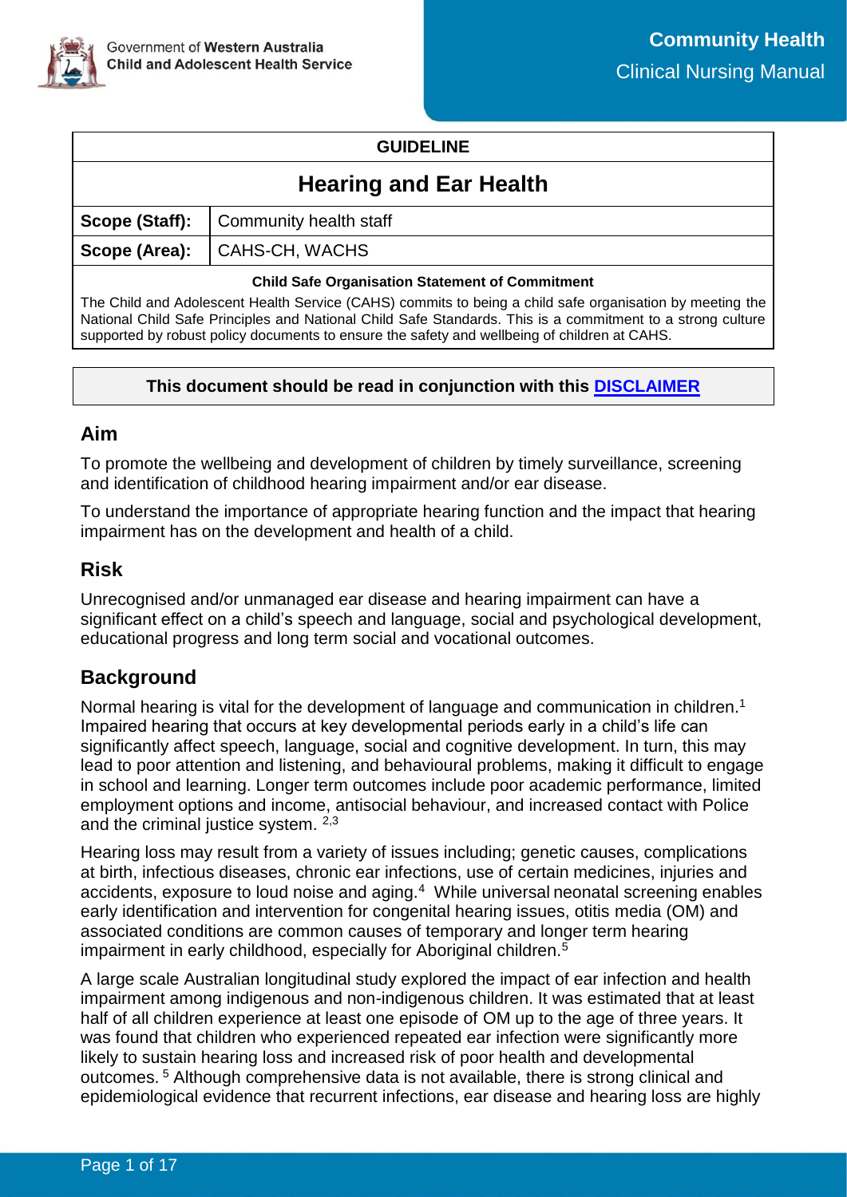Government of Western Australia
Child and Adolescent Health Service

**Community Health**
Clinical Nursing Manual

| GUIDELINE | |
|---|---|
| **Hearing and Ear Health** | |
| **Scope (Staff):** | Community health staff |
| **Scope (Area):** | CAHS-CH, WACHS |

**Child Safe Organisation Statement of Commitment**

The Child and Adolescent Health Service (CAHS) commits to being a child safe organisation by meeting the National Child Safe Principles and National Child Safe Standards. This is a commitment to a strong culture supported by robust policy documents to ensure the safety and wellbeing of children at CAHS.

**This document should be read in conjunction with this DISCLAIMER**

## Aim

To promote the wellbeing and development of children by timely surveillance, screening and identification of childhood hearing impairment and/or ear disease.

To understand the importance of appropriate hearing function and the impact that hearing impairment has on the development and health of a child.

## Risk

Unrecognised and/or unmanaged ear disease and hearing impairment can have a significant effect on a child's speech and language, social and psychological development, educational progress and long term social and vocational outcomes.

## Background

Normal hearing is vital for the development of language and communication in children.[1] Impaired hearing that occurs at key developmental periods early in a child's life can significantly affect speech, language, social and cognitive development. In turn, this may lead to poor attention and listening, and behavioural problems, making it difficult to engage in school and learning. Longer term outcomes include poor academic performance, limited employment options and income, antisocial behaviour, and increased contact with Police and the criminal justice system. [2,3]

Hearing loss may result from a variety of issues including; genetic causes, complications at birth, infectious diseases, chronic ear infections, use of certain medicines, injuries and accidents, exposure to loud noise and aging.[4] While universal neonatal screening enables early identification and intervention for congenital hearing issues, otitis media (OM) and associated conditions are common causes of temporary and longer term hearing impairment in early childhood, especially for Aboriginal children.[5]

A large scale Australian longitudinal study explored the impact of ear infection and health impairment among indigenous and non-indigenous children. It was estimated that at least half of all children experience at least one episode of OM up to the age of three years. It was found that children who experienced repeated ear infection were significantly more likely to sustain hearing loss and increased risk of poor health and developmental outcomes. [5] Although comprehensive data is not available, there is strong clinical and epidemiological evidence that recurrent infections, ear disease and hearing loss are highly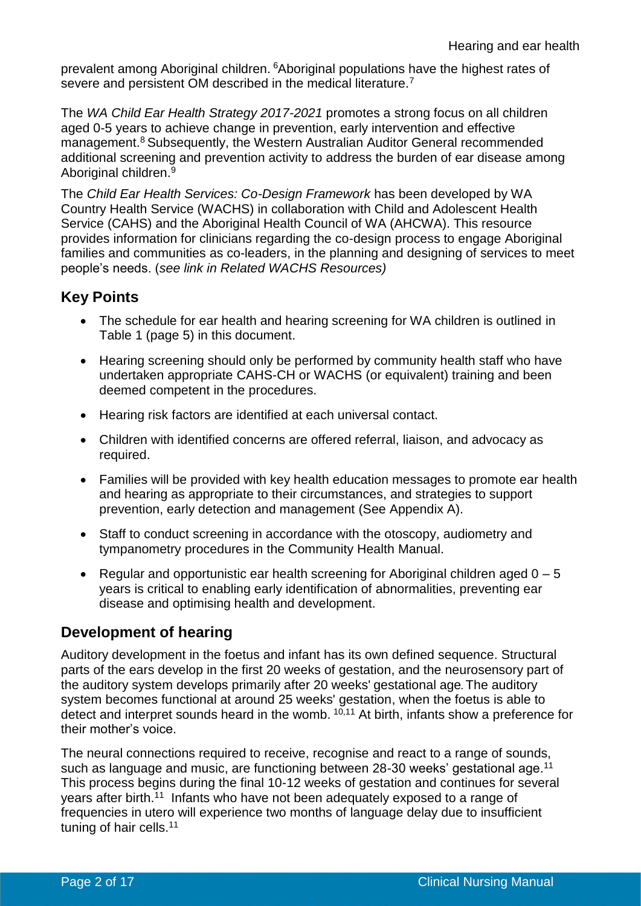prevalent among Aboriginal children. [6]Aboriginal populations have the highest rates of severe and persistent OM described in the medical literature.[7]

The *WA Child Ear Health Strategy 2017-2021* promotes a strong focus on all children aged 0-5 years to achieve change in prevention, early intervention and effective management.[8] Subsequently, the Western Australian Auditor General recommended additional screening and prevention activity to address the burden of ear disease among Aboriginal children.[9]

The *Child Ear Health Services: Co-Design Framework* has been developed by WA Country Health Service (WACHS) in collaboration with Child and Adolescent Health Service (CAHS) and the Aboriginal Health Council of WA (AHCWA). This resource provides information for clinicians regarding the co-design process to engage Aboriginal families and communities as co-leaders, in the planning and designing of services to meet people's needs. (*see link in Related WACHS Resources)*

## Key Points

- The schedule for ear health and hearing screening for WA children is outlined in Table 1 (page 5) in this document.
- Hearing screening should only be performed by community health staff who have undertaken appropriate CAHS-CH or WACHS (or equivalent) training and been deemed competent in the procedures.
- Hearing risk factors are identified at each universal contact.
- Children with identified concerns are offered referral, liaison, and advocacy as required.
- Families will be provided with key health education messages to promote ear health and hearing as appropriate to their circumstances, and strategies to support prevention, early detection and management (See Appendix A).
- Staff to conduct screening in accordance with the otoscopy, audiometry and tympanometry procedures in the Community Health Manual.
- Regular and opportunistic ear health screening for Aboriginal children aged 0 – 5 years is critical to enabling early identification of abnormalities, preventing ear disease and optimising health and development.

## Development of hearing

Auditory development in the foetus and infant has its own defined sequence. Structural parts of the ears develop in the first 20 weeks of gestation, and the neurosensory part of the auditory system develops primarily after 20 weeks' gestational age. The auditory system becomes functional at around 25 weeks' gestation, when the foetus is able to detect and interpret sounds heard in the womb. [10,11] At birth, infants show a preference for their mother's voice.

The neural connections required to receive, recognise and react to a range of sounds, such as language and music, are functioning between 28-30 weeks' gestational age.[11] This process begins during the final 10-12 weeks of gestation and continues for several years after birth.[11] Infants who have not been adequately exposed to a range of frequencies in utero will experience two months of language delay due to insufficient tuning of hair cells.[11]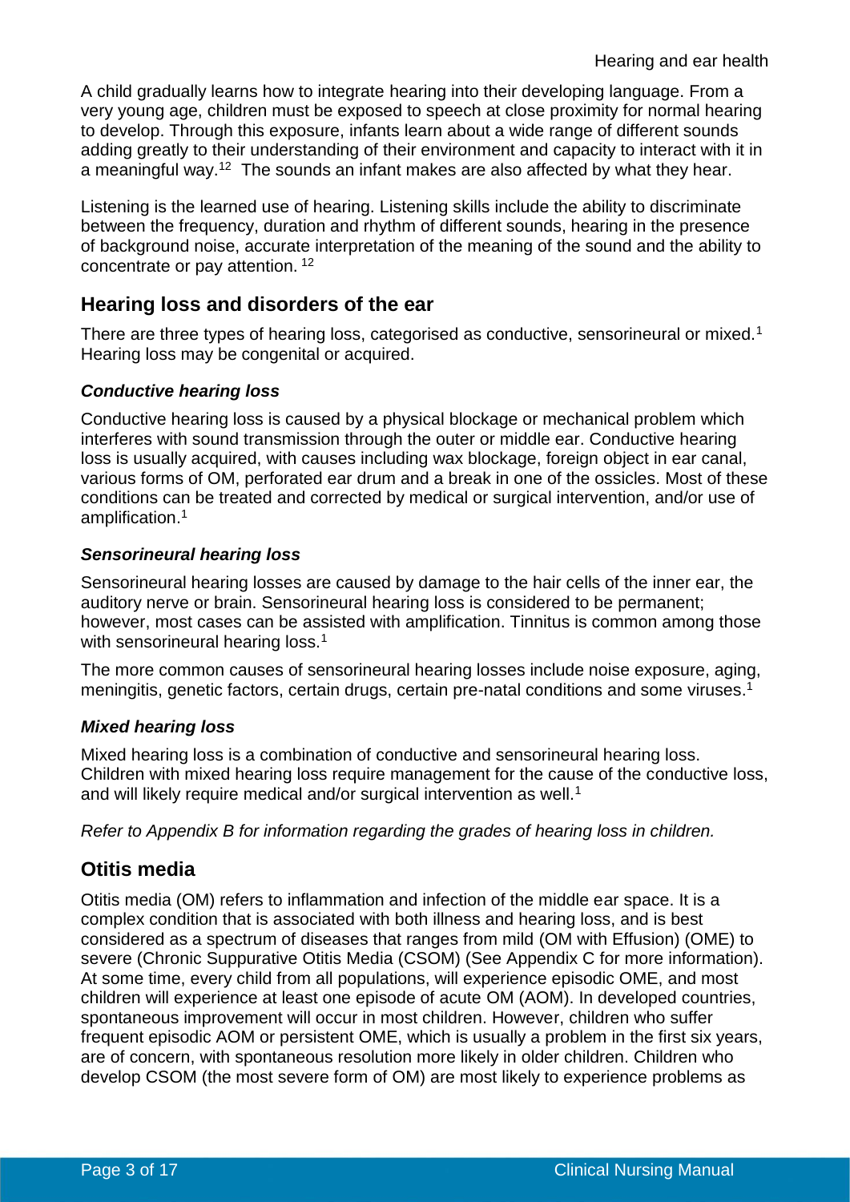A child gradually learns how to integrate hearing into their developing language. From a very young age, children must be exposed to speech at close proximity for normal hearing to develop. Through this exposure, infants learn about a wide range of different sounds adding greatly to their understanding of their environment and capacity to interact with it in a meaningful way.[12] The sounds an infant makes are also affected by what they hear.

Listening is the learned use of hearing. Listening skills include the ability to discriminate between the frequency, duration and rhythm of different sounds, hearing in the presence of background noise, accurate interpretation of the meaning of the sound and the ability to concentrate or pay attention.[12]

## Hearing loss and disorders of the ear

There are three types of hearing loss, categorised as conductive, sensorineural or mixed.[1] Hearing loss may be congenital or acquired.

### *Conductive hearing loss*

Conductive hearing loss is caused by a physical blockage or mechanical problem which interferes with sound transmission through the outer or middle ear. Conductive hearing loss is usually acquired, with causes including wax blockage, foreign object in ear canal, various forms of OM, perforated ear drum and a break in one of the ossicles. Most of these conditions can be treated and corrected by medical or surgical intervention, and/or use of amplification.[1]

### *Sensorineural hearing loss*

Sensorineural hearing losses are caused by damage to the hair cells of the inner ear, the auditory nerve or brain. Sensorineural hearing loss is considered to be permanent; however, most cases can be assisted with amplification. Tinnitus is common among those with sensorineural hearing loss.[1]

The more common causes of sensorineural hearing losses include noise exposure, aging, meningitis, genetic factors, certain drugs, certain pre-natal conditions and some viruses.[1]

### *Mixed hearing loss*

Mixed hearing loss is a combination of conductive and sensorineural hearing loss. Children with mixed hearing loss require management for the cause of the conductive loss, and will likely require medical and/or surgical intervention as well.[1]

*Refer to Appendix B for information regarding the grades of hearing loss in children.*

## Otitis media

Otitis media (OM) refers to inflammation and infection of the middle ear space. It is a complex condition that is associated with both illness and hearing loss, and is best considered as a spectrum of diseases that ranges from mild (OM with Effusion) (OME) to severe (Chronic Suppurative Otitis Media (CSOM) (See Appendix C for more information). At some time, every child from all populations, will experience episodic OME, and most children will experience at least one episode of acute OM (AOM). In developed countries, spontaneous improvement will occur in most children. However, children who suffer frequent episodic AOM or persistent OME, which is usually a problem in the first six years, are of concern, with spontaneous resolution more likely in older children. Children who develop CSOM (the most severe form of OM) are most likely to experience problems as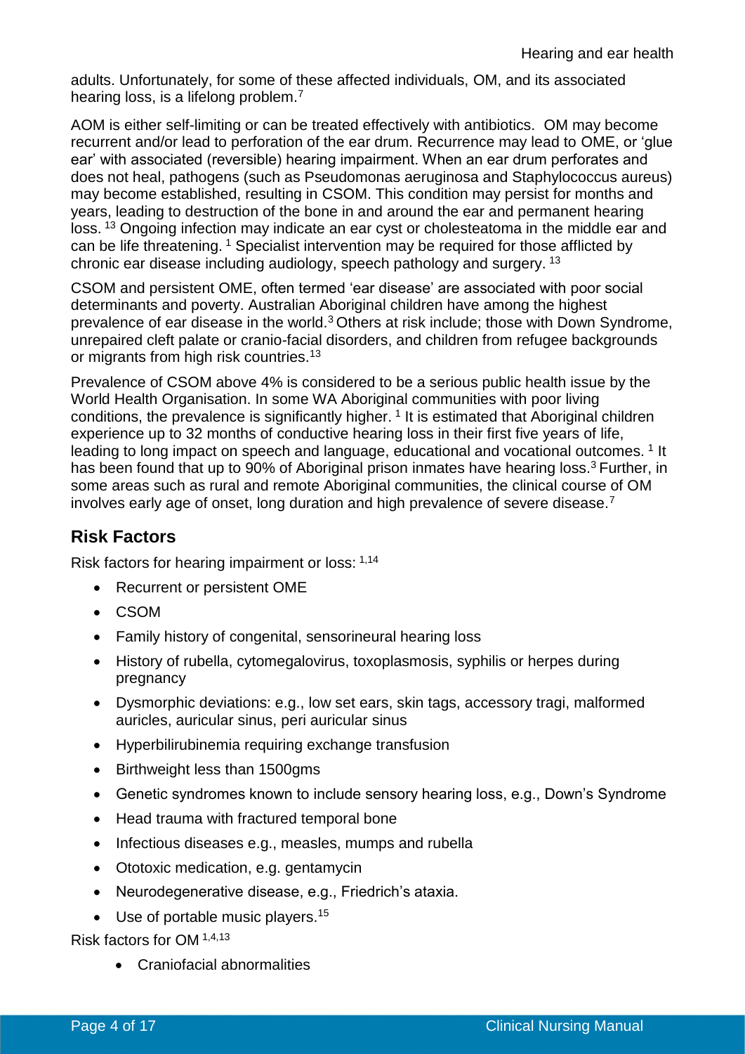adults. Unfortunately, for some of these affected individuals, OM, and its associated hearing loss, is a lifelong problem.[7]

AOM is either self-limiting or can be treated effectively with antibiotics. OM may become recurrent and/or lead to perforation of the ear drum. Recurrence may lead to OME, or 'glue ear' with associated (reversible) hearing impairment. When an ear drum perforates and does not heal, pathogens (such as Pseudomonas aeruginosa and Staphylococcus aureus) may become established, resulting in CSOM. This condition may persist for months and years, leading to destruction of the bone in and around the ear and permanent hearing loss. [13] Ongoing infection may indicate an ear cyst or cholesteatoma in the middle ear and can be life threatening. [1] Specialist intervention may be required for those afflicted by chronic ear disease including audiology, speech pathology and surgery. [13]

CSOM and persistent OME, often termed 'ear disease' are associated with poor social determinants and poverty. Australian Aboriginal children have among the highest prevalence of ear disease in the world.[3] Others at risk include; those with Down Syndrome, unrepaired cleft palate or cranio-facial disorders, and children from refugee backgrounds or migrants from high risk countries.[13]

Prevalence of CSOM above 4% is considered to be a serious public health issue by the World Health Organisation. In some WA Aboriginal communities with poor living conditions, the prevalence is significantly higher. [1] It is estimated that Aboriginal children experience up to 32 months of conductive hearing loss in their first five years of life, leading to long impact on speech and language, educational and vocational outcomes. [1] It has been found that up to 90% of Aboriginal prison inmates have hearing loss.[3] Further, in some areas such as rural and remote Aboriginal communities, the clinical course of OM involves early age of onset, long duration and high prevalence of severe disease.[7]

## Risk Factors

Risk factors for hearing impairment or loss: [1,14]

- Recurrent or persistent OME
- CSOM
- Family history of congenital, sensorineural hearing loss
- History of rubella, cytomegalovirus, toxoplasmosis, syphilis or herpes during pregnancy
- Dysmorphic deviations: e.g., low set ears, skin tags, accessory tragi, malformed auricles, auricular sinus, peri auricular sinus
- Hyperbilirubinemia requiring exchange transfusion
- Birthweight less than 1500gms
- Genetic syndromes known to include sensory hearing loss, e.g., Down's Syndrome
- Head trauma with fractured temporal bone
- Infectious diseases e.g., measles, mumps and rubella
- Ototoxic medication, e.g. gentamycin
- Neurodegenerative disease, e.g., Friedrich's ataxia.
- Use of portable music players.[15]

Risk factors for OM [1,4,13]

- Craniofacial abnormalities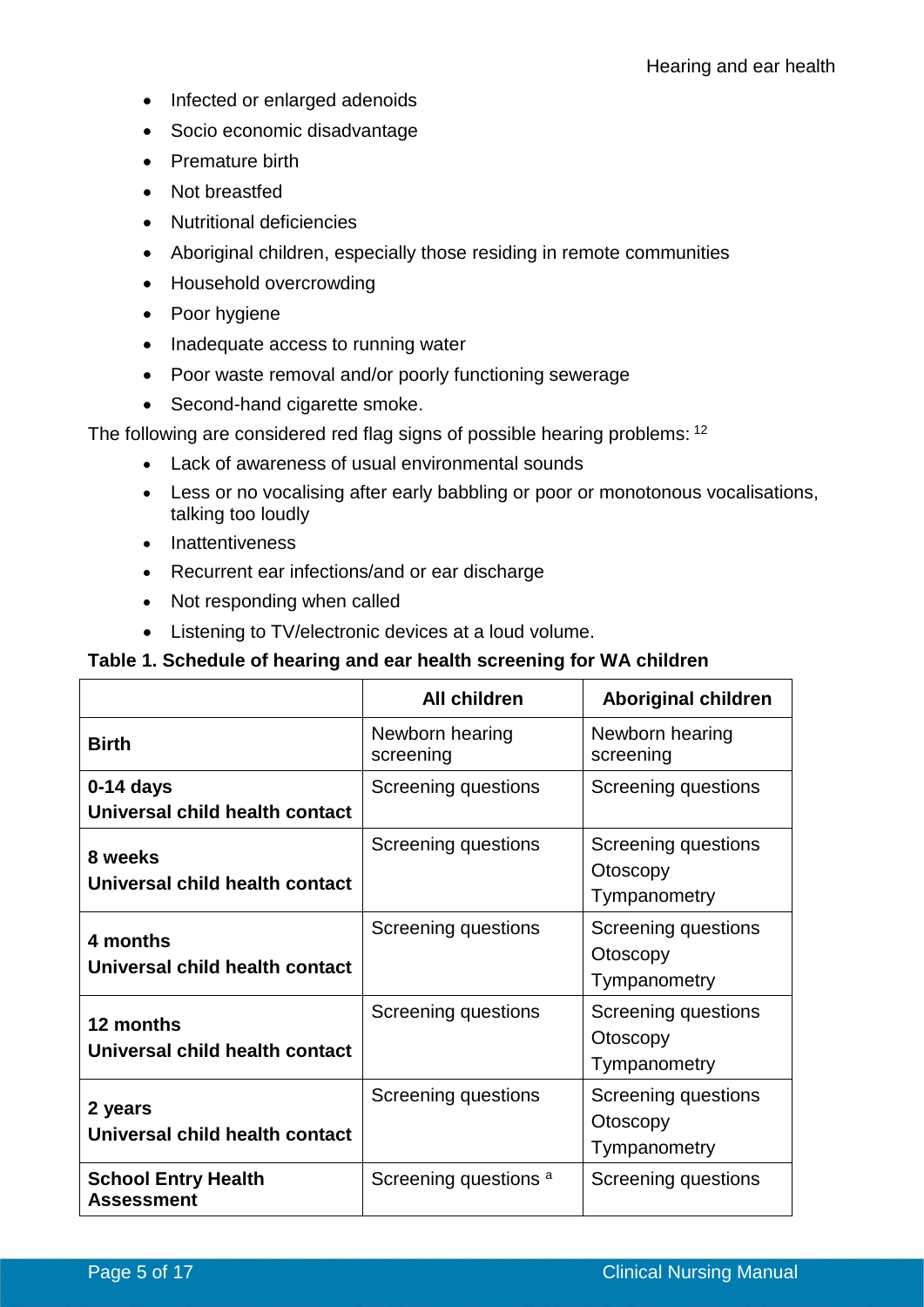- Infected or enlarged adenoids
- Socio economic disadvantage
- Premature birth
- Not breastfed
- Nutritional deficiencies
- Aboriginal children, especially those residing in remote communities
- Household overcrowding
- Poor hygiene
- Inadequate access to running water
- Poor waste removal and/or poorly functioning sewerage
- Second-hand cigarette smoke.

The following are considered red flag signs of possible hearing problems: [12]

- Lack of awareness of usual environmental sounds
- Less or no vocalising after early babbling or poor or monotonous vocalisations, talking too loudly
- Inattentiveness
- Recurrent ear infections/and or ear discharge
- Not responding when called
- Listening to TV/electronic devices at a loud volume.

**Table 1. Schedule of hearing and ear health screening for WA children**

| | All children | Aboriginal children |
|---|---|---|
| **Birth** | Newborn hearing screening | Newborn hearing screening |
| **0-14 days Universal child health contact** | Screening questions | Screening questions |
| **8 weeks Universal child health contact** | Screening questions | Screening questions<br>Otoscopy<br>Tympanometry |
| **4 months Universal child health contact** | Screening questions | Screening questions<br>Otoscopy<br>Tympanometry |
| **12 months Universal child health contact** | Screening questions | Screening questions<br>Otoscopy<br>Tympanometry |
| **2 years Universal child health contact** | Screening questions | Screening questions<br>Otoscopy<br>Tympanometry |
| **School Entry Health Assessment** | Screening questions [a] | Screening questions |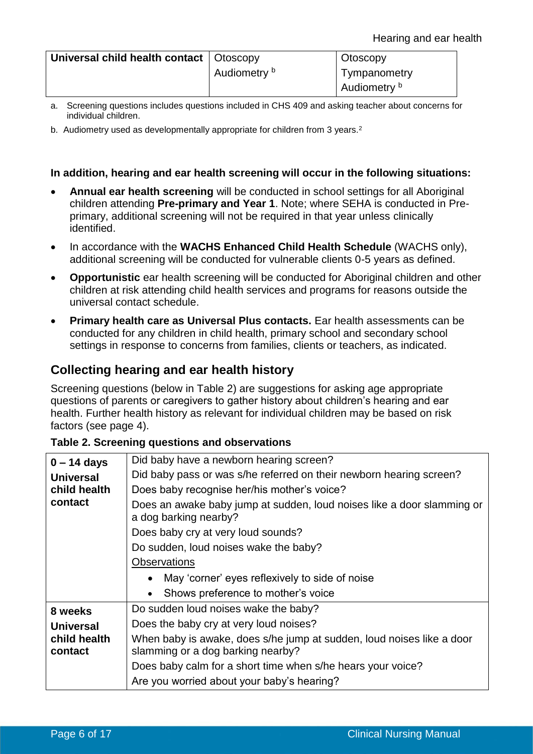| Universal child health contact | Otoscopy<br>Audiometry [b] | Otoscopy<br>Tympanometry<br>Audiometry [b] |
|---|---|---|

a. Screening questions includes questions included in CHS 409 and asking teacher about concerns for individual children.

b. Audiometry used as developmentally appropriate for children from 3 years.[2]

**In addition, hearing and ear health screening will occur in the following situations:**

- **Annual ear health screening** will be conducted in school settings for all Aboriginal children attending **Pre-primary and Year 1**. Note; where SEHA is conducted in Pre-primary, additional screening will not be required in that year unless clinically identified.
- In accordance with the **WACHS Enhanced Child Health Schedule** (WACHS only), additional screening will be conducted for vulnerable clients 0-5 years as defined.
- **Opportunistic** ear health screening will be conducted for Aboriginal children and other children at risk attending child health services and programs for reasons outside the universal contact schedule.
- **Primary health care as Universal Plus contacts.** Ear health assessments can be conducted for any children in child health, primary school and secondary school settings in response to concerns from families, clients or teachers, as indicated.

## Collecting hearing and ear health history

Screening questions (below in Table 2) are suggestions for asking age appropriate questions of parents or caregivers to gather history about children's hearing and ear health. Further health history as relevant for individual children may be based on risk factors (see page 4).

**Table 2. Screening questions and observations**

| | |
|---|---|
| **0 – 14 days**<br>**Universal child health contact** | Did baby have a newborn hearing screen?<br>Did baby pass or was s/he referred on their newborn hearing screen?<br>Does baby recognise her/his mother's voice?<br>Does an awake baby jump at sudden, loud noises like a door slamming or a dog barking nearby?<br>Does baby cry at very loud sounds?<br>Do sudden, loud noises wake the baby?<br>Observations<br>• May 'corner' eyes reflexively to side of noise<br>• Shows preference to mother's voice |
| **8 weeks**<br>**Universal child health contact** | Do sudden loud noises wake the baby?<br>Does the baby cry at very loud noises?<br>When baby is awake, does s/he jump at sudden, loud noises like a door slamming or a dog barking nearby?<br>Does baby calm for a short time when s/he hears your voice?<br>Are you worried about your baby's hearing? |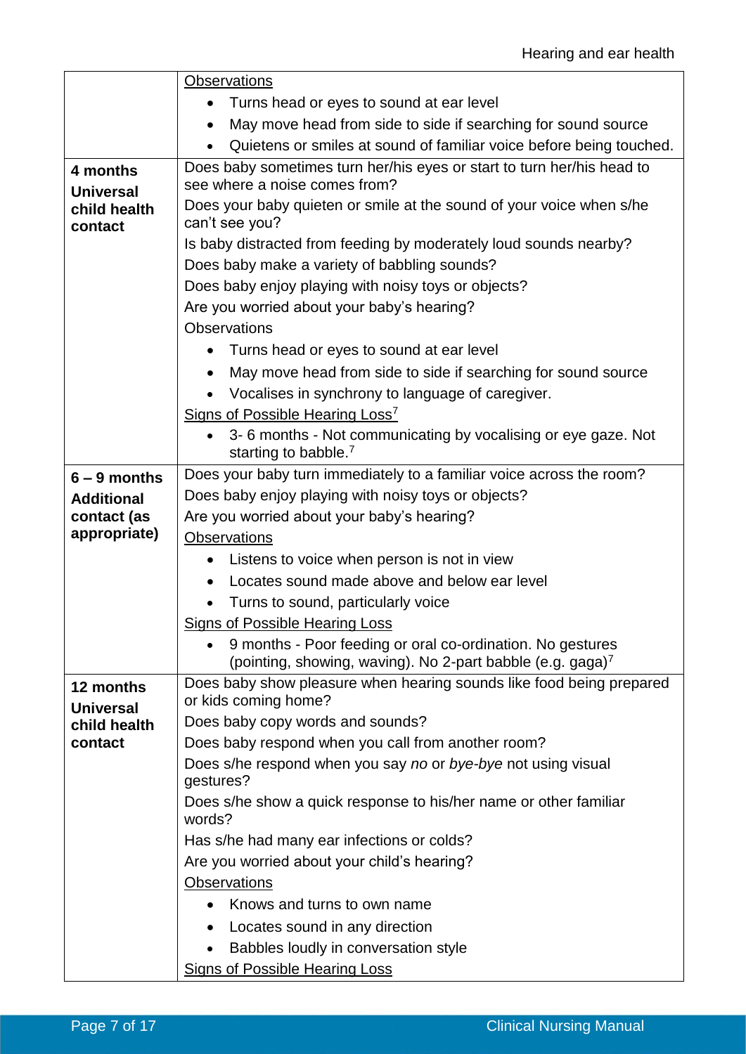| | |
|---|---|
| | Observations<br>• Turns head or eyes to sound at ear level<br>• May move head from side to side if searching for sound source<br>• Quietens or smiles at sound of familiar voice before being touched. |
| **4 months**<br>**Universal child health contact** | Does baby sometimes turn her/his eyes or start to turn her/his head to see where a noise comes from?<br>Does your baby quieten or smile at the sound of your voice when s/he can't see you?<br>Is baby distracted from feeding by moderately loud sounds nearby?<br>Does baby make a variety of babbling sounds?<br>Does baby enjoy playing with noisy toys or objects?<br>Are you worried about your baby's hearing?<br>Observations<br>• Turns head or eyes to sound at ear level<br>• May move head from side to side if searching for sound source<br>• Vocalises in synchrony to language of caregiver.<br>Signs of Possible Hearing Loss[7]<br>• 3- 6 months - Not communicating by vocalising or eye gaze. Not starting to babble.[7] |
| **6 – 9 months**<br>**Additional contact (as appropriate)** | Does your baby turn immediately to a familiar voice across the room?<br>Does baby enjoy playing with noisy toys or objects?<br>Are you worried about your baby's hearing?<br>Observations<br>• Listens to voice when person is not in view<br>• Locates sound made above and below ear level<br>• Turns to sound, particularly voice<br>Signs of Possible Hearing Loss<br>• 9 months - Poor feeding or oral co-ordination. No gestures (pointing, showing, waving). No 2-part babble (e.g. gaga)[7] |
| **12 months**<br>**Universal child health contact** | Does baby show pleasure when hearing sounds like food being prepared or kids coming home?<br>Does baby copy words and sounds?<br>Does baby respond when you call from another room?<br>Does s/he respond when you say *no* or *bye-bye* not using visual gestures?<br>Does s/he show a quick response to his/her name or other familiar words?<br>Has s/he had many ear infections or colds?<br>Are you worried about your child's hearing?<br>Observations<br>• Knows and turns to own name<br>• Locates sound in any direction<br>• Babbles loudly in conversation style<br>Signs of Possible Hearing Loss |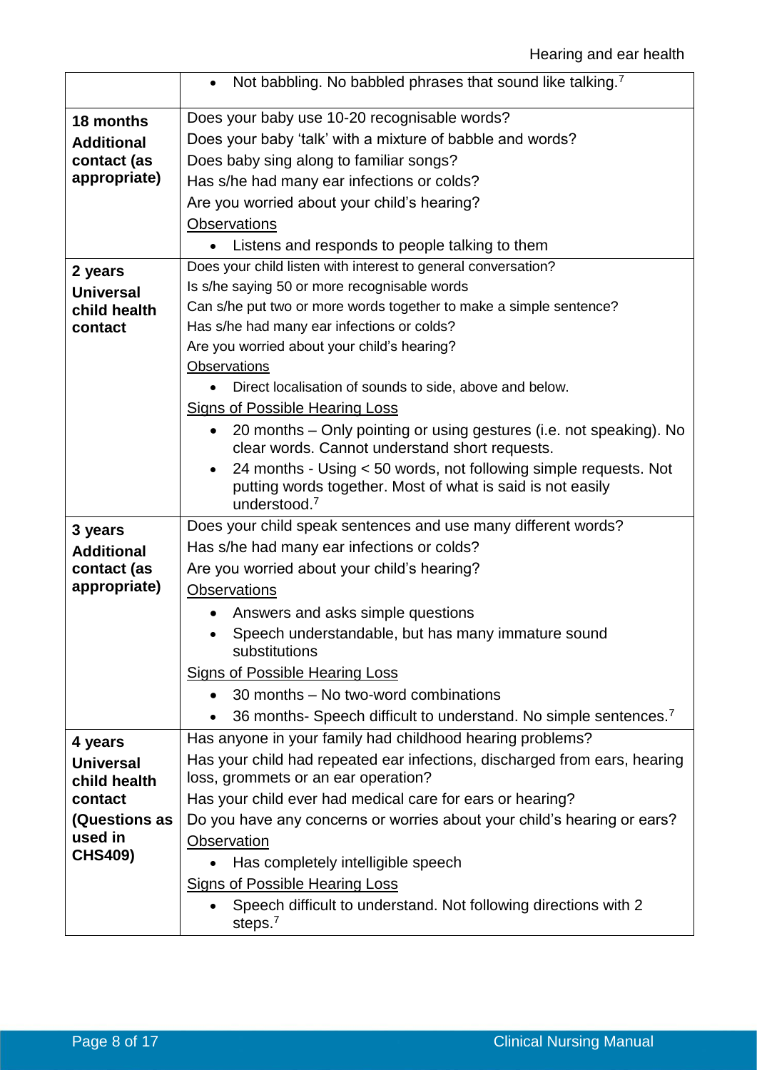| | |
|---|---|
| | • Not babbling. No babbled phrases that sound like talking.[7] |
| **18 months Additional contact (as appropriate)** | Does your baby use 10-20 recognisable words?<br>Does your baby 'talk' with a mixture of babble and words?<br>Does baby sing along to familiar songs?<br>Has s/he had many ear infections or colds?<br>Are you worried about your child's hearing?<br><u>Observations</u><br>• Listens and responds to people talking to them |
| **2 years Universal child health contact** | Does your child listen with interest to general conversation?<br>Is s/he saying 50 or more recognisable words<br>Can s/he put two or more words together to make a simple sentence?<br>Has s/he had many ear infections or colds?<br>Are you worried about your child's hearing?<br><u>Observations</u><br>• Direct localisation of sounds to side, above and below.<br><u>Signs of Possible Hearing Loss</u><br>• 20 months – Only pointing or using gestures (i.e. not speaking). No clear words. Cannot understand short requests.<br>• 24 months - Using < 50 words, not following simple requests. Not putting words together. Most of what is said is not easily understood.[7] |
| **3 years Additional contact (as appropriate)** | Does your child speak sentences and use many different words?<br>Has s/he had many ear infections or colds?<br>Are you worried about your child's hearing?<br><u>Observations</u><br>• Answers and asks simple questions<br>• Speech understandable, but has many immature sound substitutions<br><u>Signs of Possible Hearing Loss</u><br>• 30 months – No two-word combinations<br>• 36 months- Speech difficult to understand. No simple sentences.[7] |
| **4 years Universal child health contact (Questions as used in CHS409)** | Has anyone in your family had childhood hearing problems?<br>Has your child had repeated ear infections, discharged from ears, hearing loss, grommets or an ear operation?<br>Has your child ever had medical care for ears or hearing?<br>Do you have any concerns or worries about your child's hearing or ears?<br><u>Observation</u><br>• Has completely intelligible speech<br><u>Signs of Possible Hearing Loss</u><br>• Speech difficult to understand. Not following directions with 2 steps.[7] |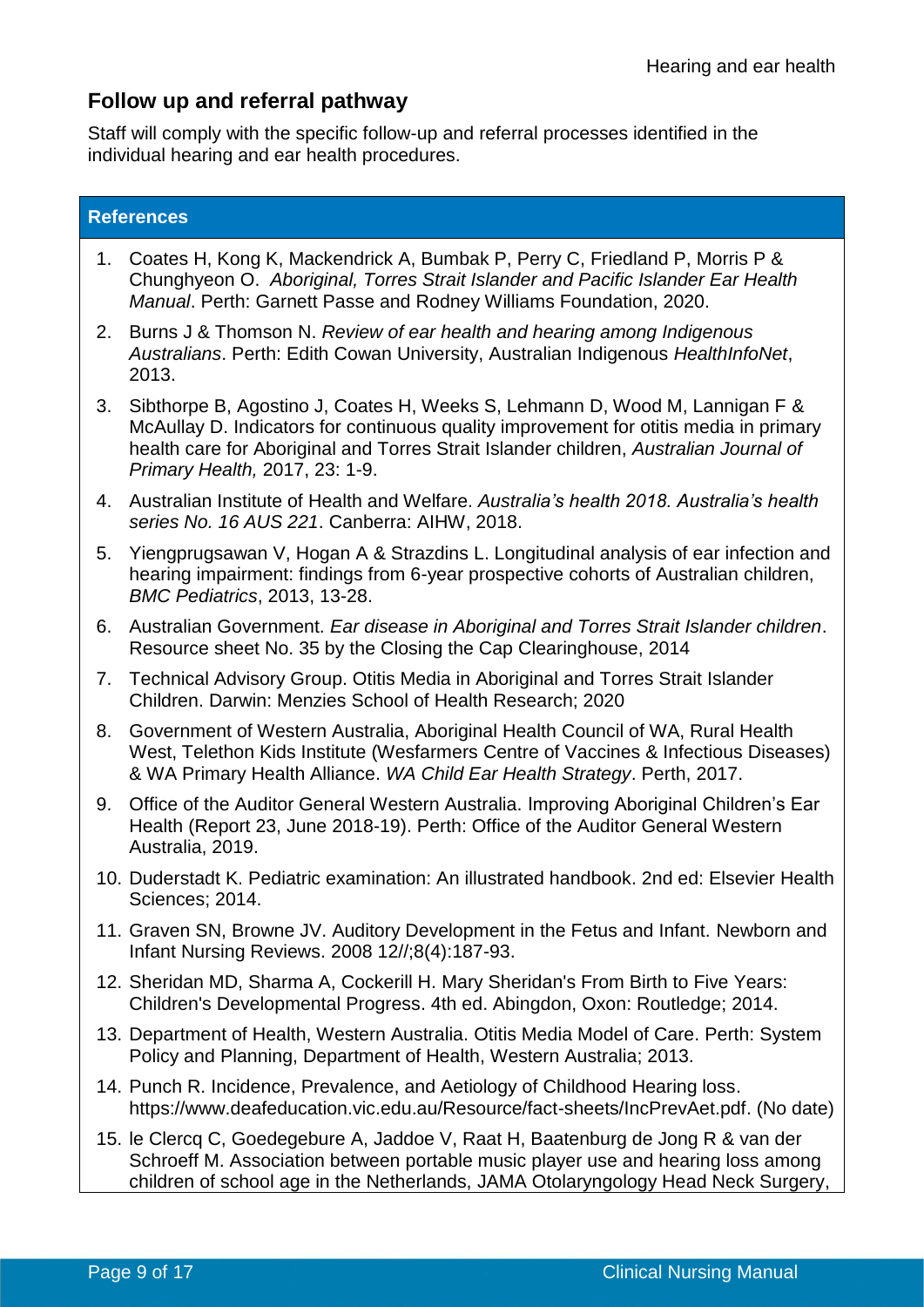## Follow up and referral pathway

Staff will comply with the specific follow-up and referral processes identified in the individual hearing and ear health procedures.

### References

1. Coates H, Kong K, Mackendrick A, Bumbak P, Perry C, Friedland P, Morris P & Chunghyeon O. *Aboriginal, Torres Strait Islander and Pacific Islander Ear Health Manual*. Perth: Garnett Passe and Rodney Williams Foundation, 2020.
2. Burns J & Thomson N. *Review of ear health and hearing among Indigenous Australians*. Perth: Edith Cowan University, Australian Indigenous *HealthInfoNet*, 2013.
3. Sibthorpe B, Agostino J, Coates H, Weeks S, Lehmann D, Wood M, Lannigan F & McAullay D. Indicators for continuous quality improvement for otitis media in primary health care for Aboriginal and Torres Strait Islander children, *Australian Journal of Primary Health,* 2017, 23: 1-9.
4. Australian Institute of Health and Welfare. *Australia's health 2018. Australia's health series No. 16 AUS 221*. Canberra: AIHW, 2018.
5. Yiengprugsawan V, Hogan A & Strazdins L. Longitudinal analysis of ear infection and hearing impairment: findings from 6-year prospective cohorts of Australian children, *BMC Pediatrics*, 2013, 13-28.
6. Australian Government. *Ear disease in Aboriginal and Torres Strait Islander children*. Resource sheet No. 35 by the Closing the Cap Clearinghouse, 2014
7. Technical Advisory Group. Otitis Media in Aboriginal and Torres Strait Islander Children. Darwin: Menzies School of Health Research; 2020
8. Government of Western Australia, Aboriginal Health Council of WA, Rural Health West, Telethon Kids Institute (Wesfarmers Centre of Vaccines & Infectious Diseases) & WA Primary Health Alliance. *WA Child Ear Health Strategy*. Perth, 2017.
9. Office of the Auditor General Western Australia. Improving Aboriginal Children's Ear Health (Report 23, June 2018-19). Perth: Office of the Auditor General Western Australia, 2019.
10. Duderstadt K. Pediatric examination: An illustrated handbook. 2nd ed: Elsevier Health Sciences; 2014.
11. Graven SN, Browne JV. Auditory Development in the Fetus and Infant. Newborn and Infant Nursing Reviews. 2008 12//;8(4):187-93.
12. Sheridan MD, Sharma A, Cockerill H. Mary Sheridan's From Birth to Five Years: Children's Developmental Progress. 4th ed. Abingdon, Oxon: Routledge; 2014.
13. Department of Health, Western Australia. Otitis Media Model of Care. Perth: System Policy and Planning, Department of Health, Western Australia; 2013.
14. Punch R. Incidence, Prevalence, and Aetiology of Childhood Hearing loss. https://www.deafeducation.vic.edu.au/Resource/fact-sheets/IncPrevAet.pdf. (No date)
15. le Clercq C, Goedegebure A, Jaddoe V, Raat H, Baatenburg de Jong R & van der Schroeff M. Association between portable music player use and hearing loss among children of school age in the Netherlands, JAMA Otolaryngology Head Neck Surgery,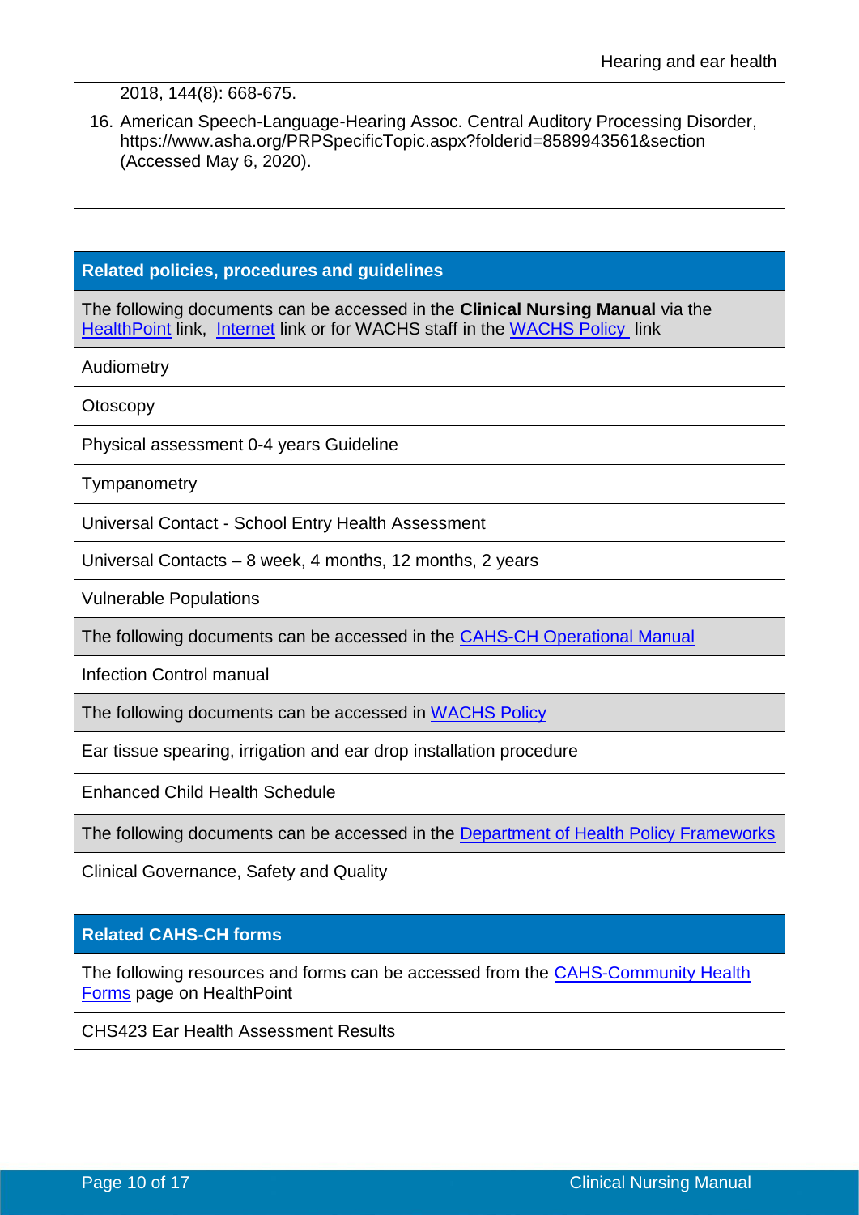2018, 144(8): 668-675.

16. American Speech-Language-Hearing Assoc. Central Auditory Processing Disorder, https://www.asha.org/PRPSpecificTopic.aspx?folderid=8589943561&section (Accessed May 6, 2020).

## Related policies, procedures and guidelines

The following documents can be accessed in the **Clinical Nursing Manual** via the HealthPoint link, Internet link or for WACHS staff in the WACHS Policy link

- Audiometry
- Otoscopy
- Physical assessment 0-4 years Guideline
- Tympanometry
- Universal Contact - School Entry Health Assessment
- Universal Contacts – 8 week, 4 months, 12 months, 2 years
- Vulnerable Populations

The following documents can be accessed in the CAHS-CH Operational Manual

- Infection Control manual

The following documents can be accessed in WACHS Policy

- Ear tissue spearing, irrigation and ear drop installation procedure
- Enhanced Child Health Schedule

The following documents can be accessed in the Department of Health Policy Frameworks

- Clinical Governance, Safety and Quality

## Related CAHS-CH forms

The following resources and forms can be accessed from the CAHS-Community Health Forms page on HealthPoint

- CHS423 Ear Health Assessment Results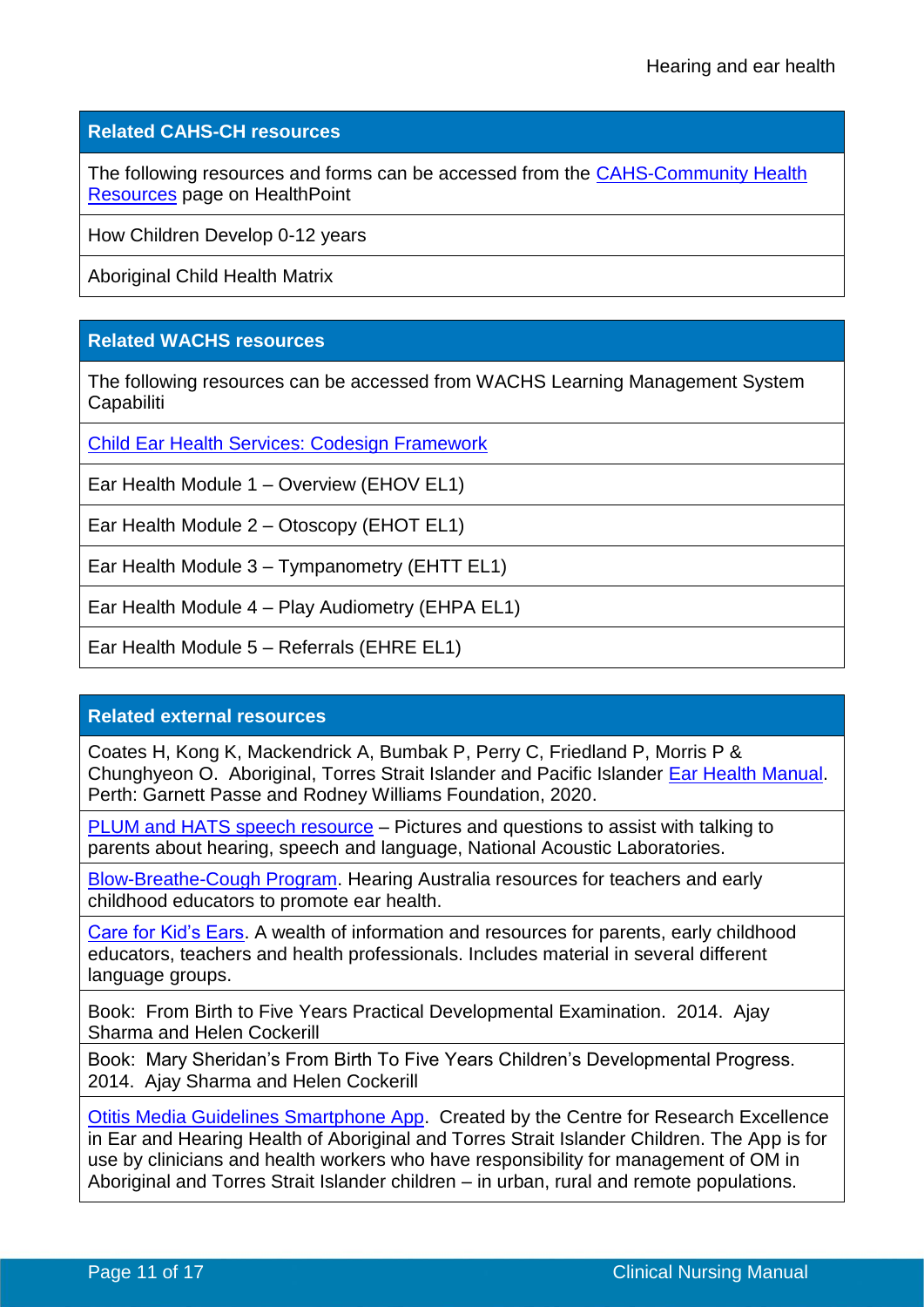| Related CAHS-CH resources |
| --- |
| The following resources and forms can be accessed from the CAHS-Community Health Resources page on HealthPoint |
| How Children Develop 0-12 years |
| Aboriginal Child Health Matrix |

| Related WACHS resources |
| --- |
| The following resources can be accessed from WACHS Learning Management System Capabiliti |
| Child Ear Health Services: Codesign Framework |
| Ear Health Module 1 – Overview (EHOV EL1) |
| Ear Health Module 2 – Otoscopy (EHOT EL1) |
| Ear Health Module 3 – Tympanometry (EHTT EL1) |
| Ear Health Module 4 – Play Audiometry (EHPA EL1) |
| Ear Health Module 5 – Referrals (EHRE EL1) |

| Related external resources |
| --- |
| Coates H, Kong K, Mackendrick A, Bumbak P, Perry C, Friedland P, Morris P & Chunghyeon O. Aboriginal, Torres Strait Islander and Pacific Islander Ear Health Manual. Perth: Garnett Passe and Rodney Williams Foundation, 2020. |
| PLUM and HATS speech resource – Pictures and questions to assist with talking to parents about hearing, speech and language, National Acoustic Laboratories. |
| Blow-Breathe-Cough Program. Hearing Australia resources for teachers and early childhood educators to promote ear health. |
| Care for Kid's Ears. A wealth of information and resources for parents, early childhood educators, teachers and health professionals. Includes material in several different language groups. |
| Book: From Birth to Five Years Practical Developmental Examination. 2014. Ajay Sharma and Helen Cockerill |
| Book: Mary Sheridan's From Birth To Five Years Children's Developmental Progress. 2014. Ajay Sharma and Helen Cockerill |
| Otitis Media Guidelines Smartphone App. Created by the Centre for Research Excellence in Ear and Hearing Health of Aboriginal and Torres Strait Islander Children. The App is for use by clinicians and health workers who have responsibility for management of OM in Aboriginal and Torres Strait Islander children – in urban, rural and remote populations. |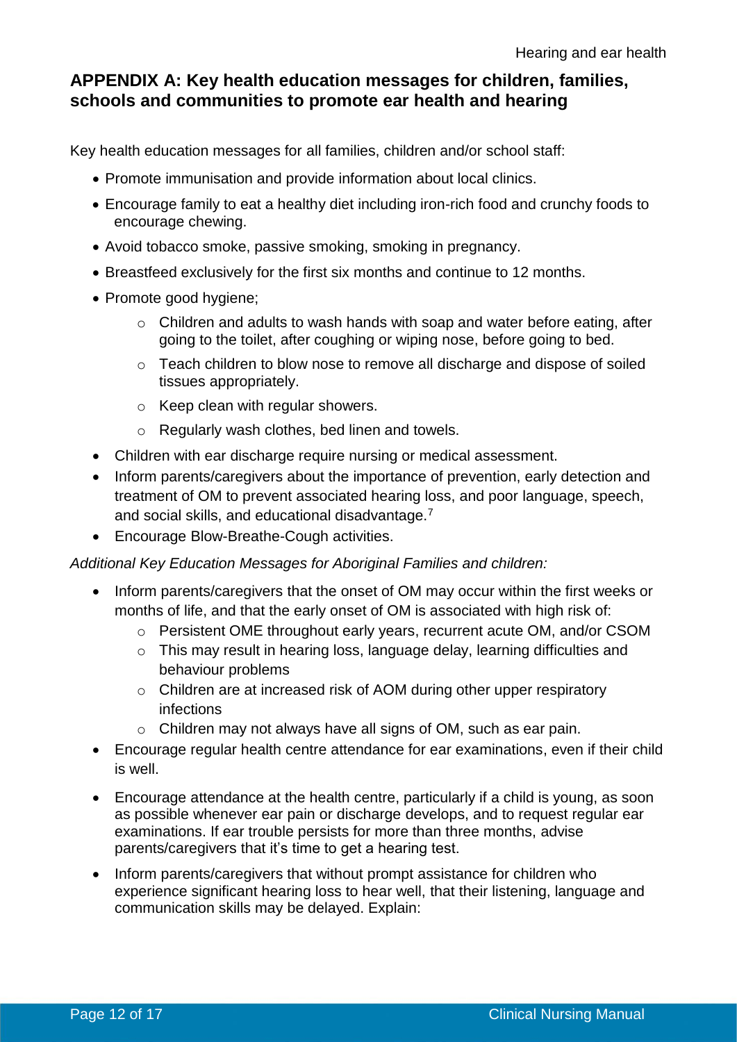## APPENDIX A: Key health education messages for children, families, schools and communities to promote ear health and hearing

Key health education messages for all families, children and/or school staff:

- Promote immunisation and provide information about local clinics.
- Encourage family to eat a healthy diet including iron-rich food and crunchy foods to encourage chewing.
- Avoid tobacco smoke, passive smoking, smoking in pregnancy.
- Breastfeed exclusively for the first six months and continue to 12 months.
- Promote good hygiene;
  - Children and adults to wash hands with soap and water before eating, after going to the toilet, after coughing or wiping nose, before going to bed.
  - Teach children to blow nose to remove all discharge and dispose of soiled tissues appropriately.
  - Keep clean with regular showers.
  - Regularly wash clothes, bed linen and towels.
- Children with ear discharge require nursing or medical assessment.
- Inform parents/caregivers about the importance of prevention, early detection and treatment of OM to prevent associated hearing loss, and poor language, speech, and social skills, and educational disadvantage.[7]
- Encourage Blow-Breathe-Cough activities.

*Additional Key Education Messages for Aboriginal Families and children:*

- Inform parents/caregivers that the onset of OM may occur within the first weeks or months of life, and that the early onset of OM is associated with high risk of:
  - Persistent OME throughout early years, recurrent acute OM, and/or CSOM
  - This may result in hearing loss, language delay, learning difficulties and behaviour problems
  - Children are at increased risk of AOM during other upper respiratory infections
  - Children may not always have all signs of OM, such as ear pain.
- Encourage regular health centre attendance for ear examinations, even if their child is well.
- Encourage attendance at the health centre, particularly if a child is young, as soon as possible whenever ear pain or discharge develops, and to request regular ear examinations. If ear trouble persists for more than three months, advise parents/caregivers that it's time to get a hearing test.
- Inform parents/caregivers that without prompt assistance for children who experience significant hearing loss to hear well, that their listening, language and communication skills may be delayed. Explain: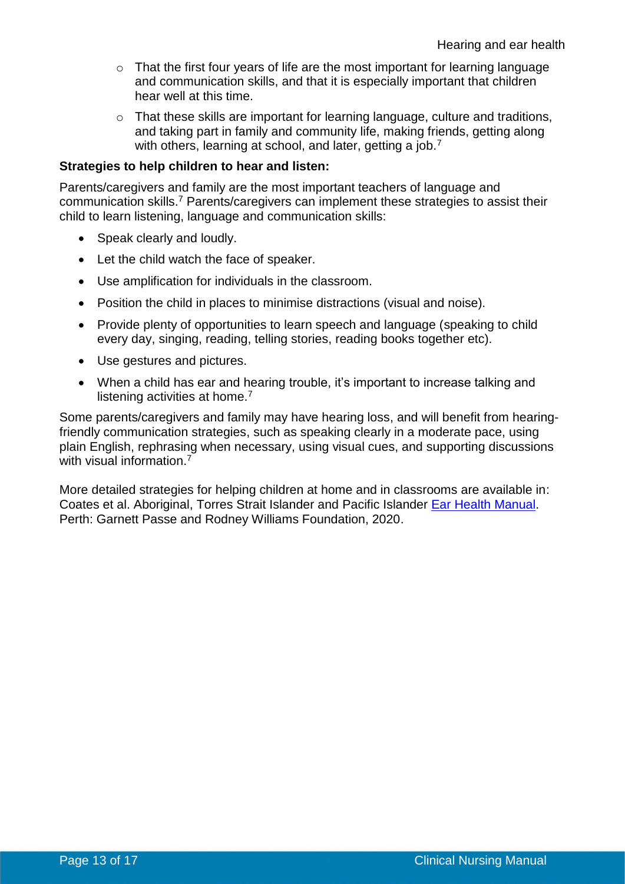- That the first four years of life are the most important for learning language and communication skills, and that it is especially important that children hear well at this time.
- That these skills are important for learning language, culture and traditions, and taking part in family and community life, making friends, getting along with others, learning at school, and later, getting a job.[7]

**Strategies to help children to hear and listen:**

Parents/caregivers and family are the most important teachers of language and communication skills.[7] Parents/caregivers can implement these strategies to assist their child to learn listening, language and communication skills:

- Speak clearly and loudly.
- Let the child watch the face of speaker.
- Use amplification for individuals in the classroom.
- Position the child in places to minimise distractions (visual and noise).
- Provide plenty of opportunities to learn speech and language (speaking to child every day, singing, reading, telling stories, reading books together etc).
- Use gestures and pictures.
- When a child has ear and hearing trouble, it's important to increase talking and listening activities at home.[7]

Some parents/caregivers and family may have hearing loss, and will benefit from hearing-friendly communication strategies, such as speaking clearly in a moderate pace, using plain English, rephrasing when necessary, using visual cues, and supporting discussions with visual information.[7]

More detailed strategies for helping children at home and in classrooms are available in: Coates et al. Aboriginal, Torres Strait Islander and Pacific Islander Ear Health Manual. Perth: Garnett Passe and Rodney Williams Foundation, 2020.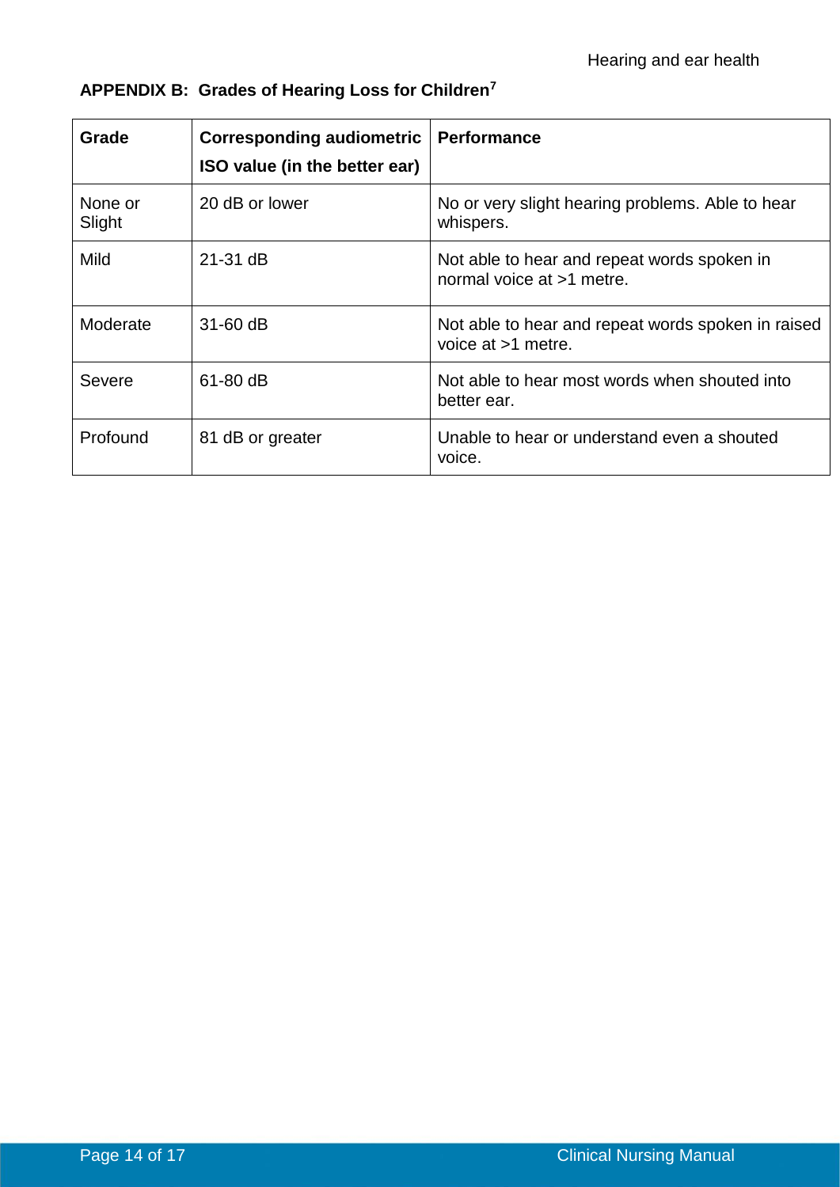## APPENDIX B: Grades of Hearing Loss for Children[7]

| Grade | Corresponding audiometric ISO value (in the better ear) | Performance |
|---|---|---|
| None or Slight | 20 dB or lower | No or very slight hearing problems. Able to hear whispers. |
| Mild | 21-31 dB | Not able to hear and repeat words spoken in normal voice at >1 metre. |
| Moderate | 31-60 dB | Not able to hear and repeat words spoken in raised voice at >1 metre. |
| Severe | 61-80 dB | Not able to hear most words when shouted into better ear. |
| Profound | 81 dB or greater | Unable to hear or understand even a shouted voice. |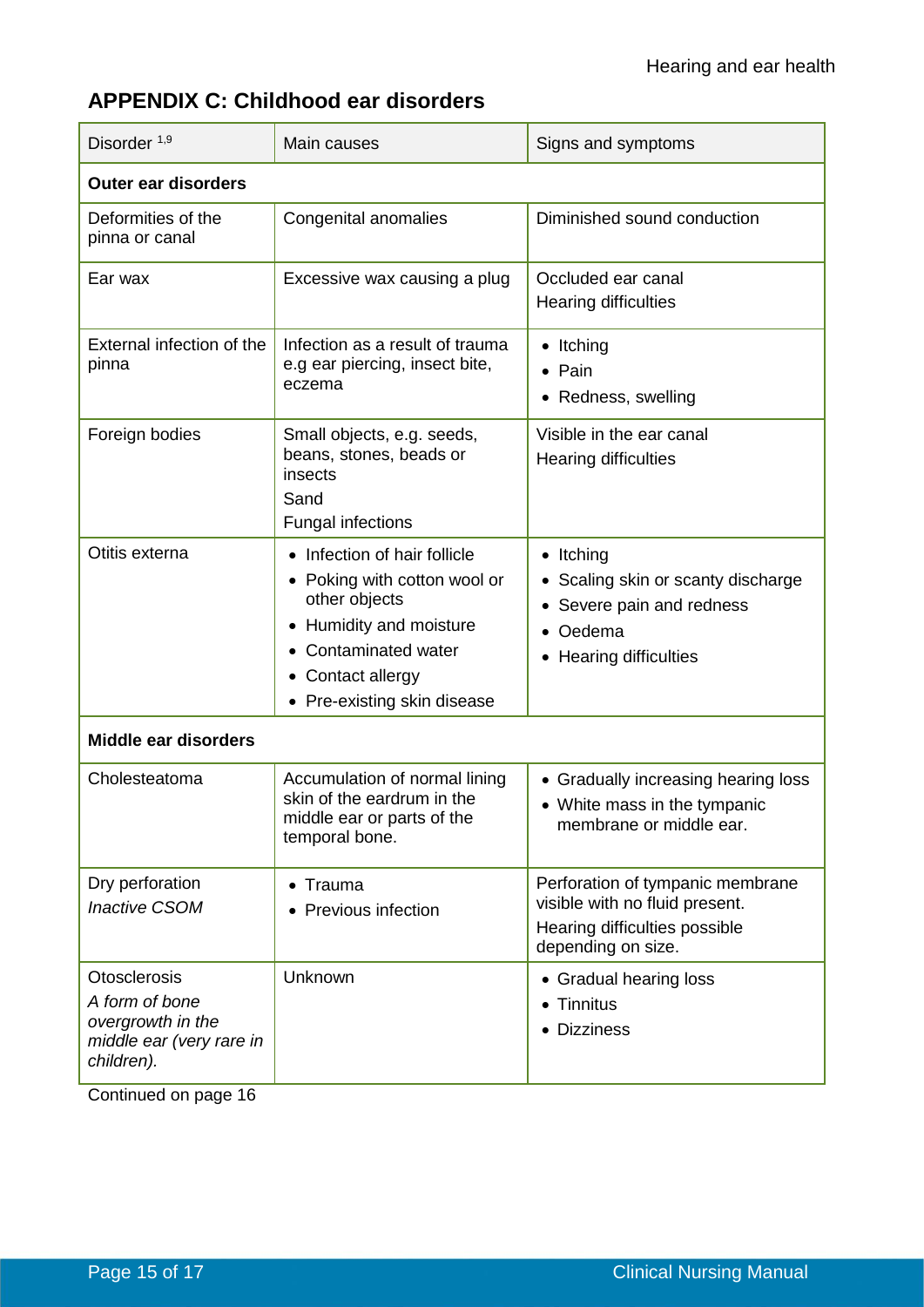## APPENDIX C: Childhood ear disorders

| Disorder [1,9] | Main causes | Signs and symptoms |
|---|---|---|
| **Outer ear disorders** | | |
| Deformities of the pinna or canal | Congenital anomalies | Diminished sound conduction |
| Ear wax | Excessive wax causing a plug | Occluded ear canal<br>Hearing difficulties |
| External infection of the pinna | Infection as a result of trauma e.g ear piercing, insect bite, eczema | • Itching<br>• Pain<br>• Redness, swelling |
| Foreign bodies | Small objects, e.g. seeds, beans, stones, beads or insects<br>Sand<br>Fungal infections | Visible in the ear canal<br>Hearing difficulties |
| Otitis externa | • Infection of hair follicle<br>• Poking with cotton wool or other objects<br>• Humidity and moisture<br>• Contaminated water<br>• Contact allergy<br>• Pre-existing skin disease | • Itching<br>• Scaling skin or scanty discharge<br>• Severe pain and redness<br>• Oedema<br>• Hearing difficulties |
| **Middle ear disorders** | | |
| Cholesteatoma | Accumulation of normal lining skin of the eardrum in the middle ear or parts of the temporal bone. | • Gradually increasing hearing loss<br>• White mass in the tympanic membrane or middle ear. |
| Dry perforation<br>*Inactive CSOM* | • Trauma<br>• Previous infection | Perforation of tympanic membrane visible with no fluid present.<br>Hearing difficulties possible depending on size. |
| Otosclerosis<br>*A form of bone overgrowth in the middle ear (very rare in children).* | Unknown | • Gradual hearing loss<br>• Tinnitus<br>• Dizziness |

Continued on page 16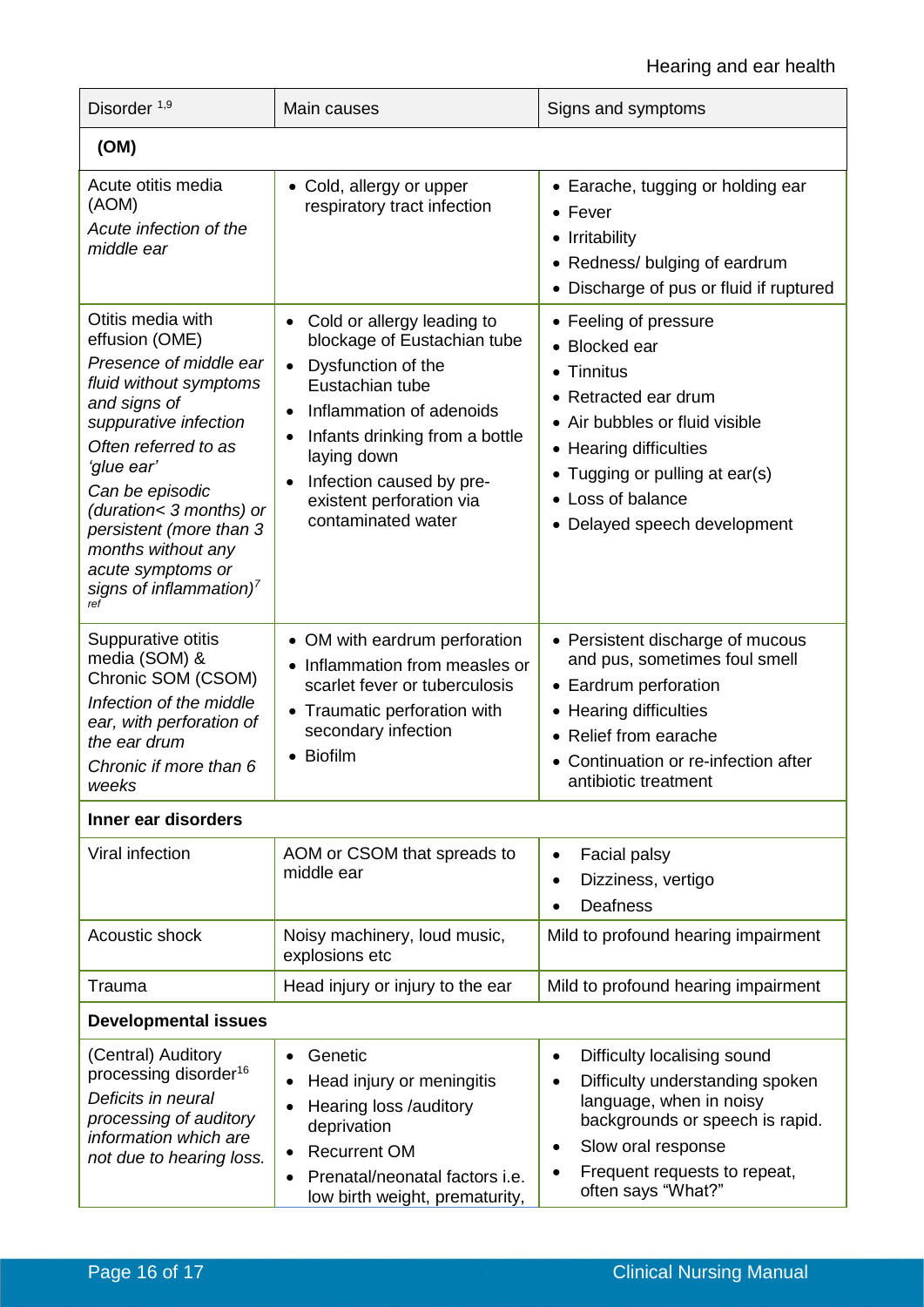| Disorder [1,9] | Main causes | Signs and symptoms |
|---|---|---|
| **(OM)** | | |
| Acute otitis media (AOM)<br>*Acute infection of the middle ear* | • Cold, allergy or upper respiratory tract infection | • Earache, tugging or holding ear<br>• Fever<br>• Irritability<br>• Redness/ bulging of eardrum<br>• Discharge of pus or fluid if ruptured |
| Otitis media with effusion (OME)<br>*Presence of middle ear fluid without symptoms and signs of suppurative infection*<br>*Often referred to as 'glue ear'*<br>*Can be episodic (duration< 3 months) or persistent (more than 3 months without any acute symptoms or signs of inflammation)[7 ref]* | • Cold or allergy leading to blockage of Eustachian tube<br>• Dysfunction of the Eustachian tube<br>• Inflammation of adenoids<br>• Infants drinking from a bottle laying down<br>• Infection caused by pre-existent perforation via contaminated water | • Feeling of pressure<br>• Blocked ear<br>• Tinnitus<br>• Retracted ear drum<br>• Air bubbles or fluid visible<br>• Hearing difficulties<br>• Tugging or pulling at ear(s)<br>• Loss of balance<br>• Delayed speech development |
| Suppurative otitis media (SOM) & Chronic SOM (CSOM)<br>*Infection of the middle ear, with perforation of the ear drum*<br>*Chronic if more than 6 weeks* | • OM with eardrum perforation<br>• Inflammation from measles or scarlet fever or tuberculosis<br>• Traumatic perforation with secondary infection<br>• Biofilm | • Persistent discharge of mucous and pus, sometimes foul smell<br>• Eardrum perforation<br>• Hearing difficulties<br>• Relief from earache<br>• Continuation or re-infection after antibiotic treatment |
| **Inner ear disorders** | | |
| Viral infection | AOM or CSOM that spreads to middle ear | • Facial palsy<br>• Dizziness, vertigo<br>• Deafness |
| Acoustic shock | Noisy machinery, loud music, explosions etc | Mild to profound hearing impairment |
| Trauma | Head injury or injury to the ear | Mild to profound hearing impairment |
| **Developmental issues** | | |
| (Central) Auditory processing disorder[16]<br>*Deficits in neural processing of auditory information which are not due to hearing loss.* | • Genetic<br>• Head injury or meningitis<br>• Hearing loss /auditory deprivation<br>• Recurrent OM<br>• Prenatal/neonatal factors i.e. low birth weight, prematurity, | • Difficulty localising sound<br>• Difficulty understanding spoken language, when in noisy backgrounds or speech is rapid.<br>• Slow oral response<br>• Frequent requests to repeat, often says "What?" |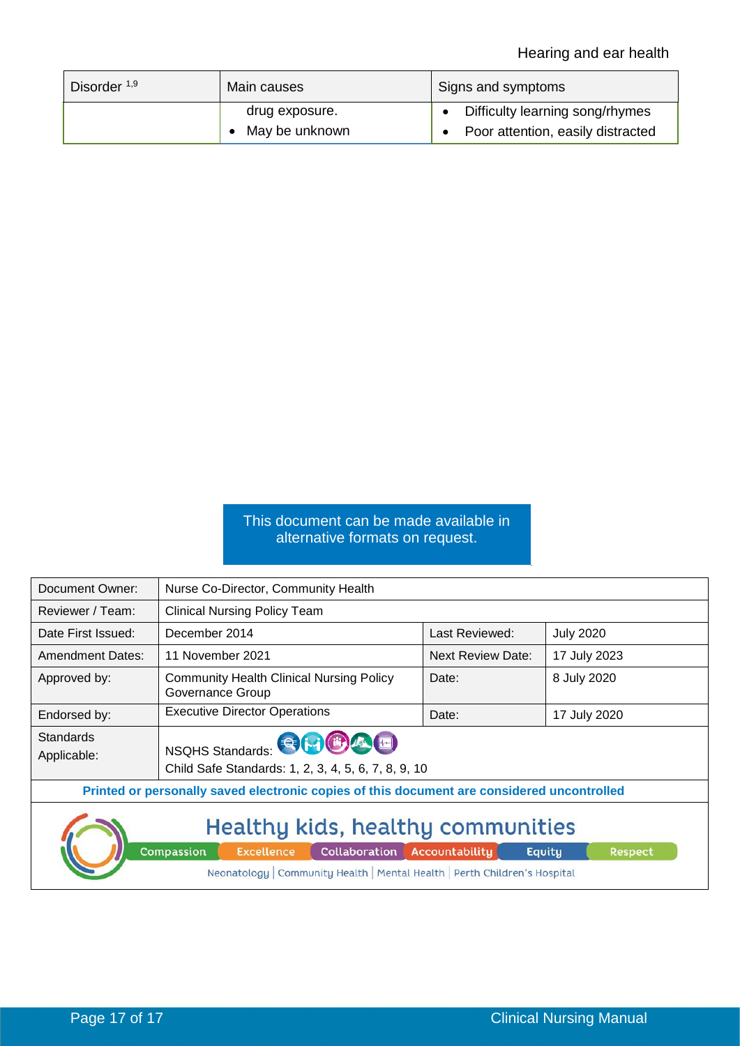| Disorder [1,9] | Main causes | Signs and symptoms |
|---|---|---|
| | drug exposure.<br>• May be unknown | • Difficulty learning song/rhymes<br>• Poor attention, easily distracted |

This document can be made available in alternative formats on request.

| | | | |
|---|---|---|---|
| Document Owner: | Nurse Co-Director, Community Health | | |
| Reviewer / Team: | Clinical Nursing Policy Team | | |
| Date First Issued: | December 2014 | Last Reviewed: | July 2020 |
| Amendment Dates: | 11 November 2021 | Next Review Date: | 17 July 2023 |
| Approved by: | Community Health Clinical Nursing Policy Governance Group | Date: | 8 July 2020 |
| Endorsed by: | Executive Director Operations | Date: | 17 July 2020 |
| Standards Applicable: | NSQHS Standards:<br>Child Safe Standards: 1, 2, 3, 4, 5, 6, 7, 8, 9, 10 | | |

**Printed or personally saved electronic copies of this document are considered uncontrolled**

Healthy kids, healthy communities

Compassion | Excellence | Collaboration | Accountability | Equity | Respect

Neonatology | Community Health | Mental Health | Perth Children's Hospital